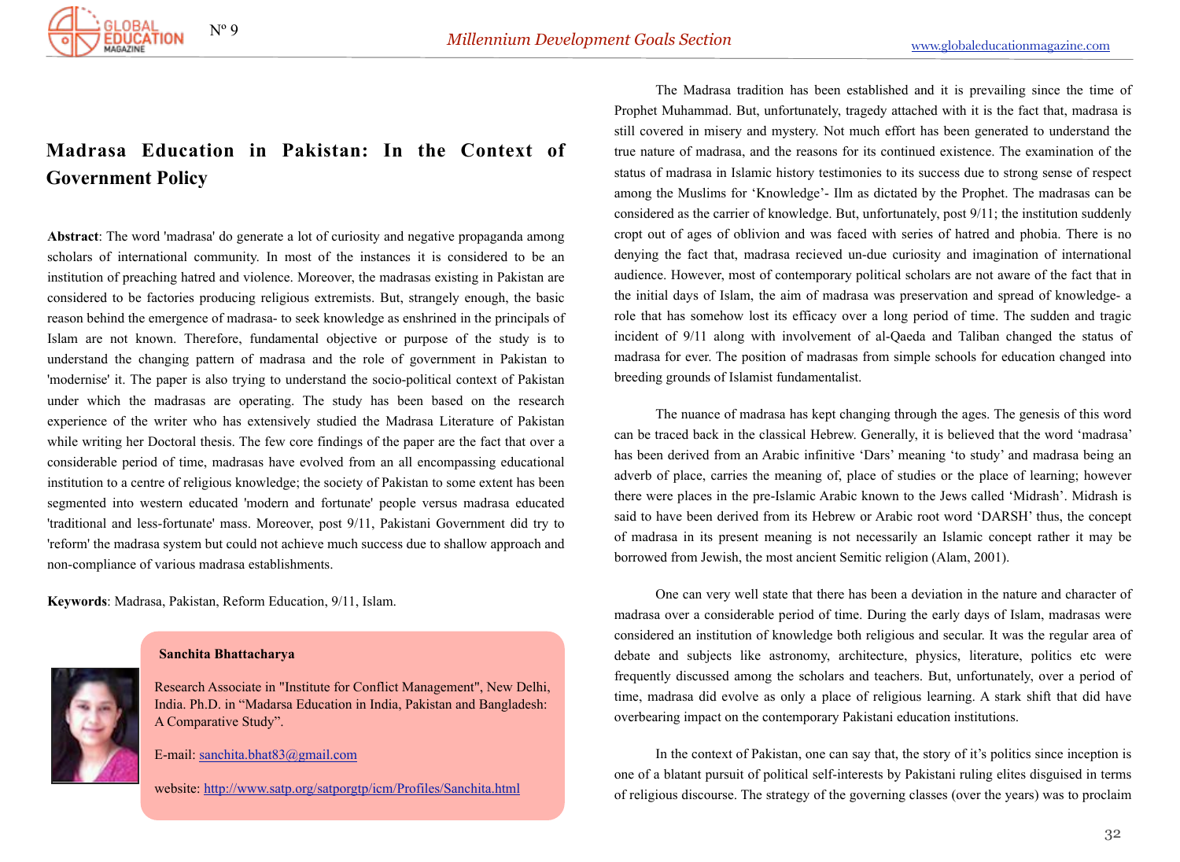# Madrasa Education in Pakistan: In the Context of Government Policy

**Abstract**: The word 'madrasa' do generate a lot of curiosity and negative propaganda among scholars of international community. In most of the instances it is considered to be an institution of preaching hatred and violence. Moreover, the madrasas existing in Pakistan are considered to be factories producing religious extremists. But, strangely enough, the basic reason behind the emergence of madrasa- to seek knowledge as enshrined in the principals of Islam are not known. Therefore, fundamental objective or purpose of the study is to understand the changing pattern of madrasa and the role of government in Pakistan to 'modernise' it. The paper is also trying to understand the socio-political context of Pakistan under which the madrasas are operating. The study has been based on the research experience of the writer who has extensively studied the Madrasa Literature of Pakistan while writing her Doctoral thesis. The few core findings of the paper are the fact that over a considerable period of time, madrasas have evolved from an all encompassing educational institution to a centre of religious knowledge; the society of Pakistan to some extent has been segmented into western educated 'modern and fortunate' people versus madrasa educated 'traditional and less-fortunate' mass. Moreover, post 9/11, Pakistani Government did try to 'reform' the madrasa system but could not achieve much success due to shallow approach and non-compliance of various madrasa establishments.

**Keywords**: Madrasa, Pakistan, Reform Education, 9/11, Islam.

**Sanchita Bhattacharya**

Research Associate in "Institute for Conflict Management", New Delhi, India. Ph.D. in "Madarsa Education in India, Pakistan and Bangladesh: A Comparative Study".

E-mail: sanchita.bhat83@gmail.com

website: http://www.satp.org/satporgtp/icm/Profiles/Sanchita.html

The Madrasa tradition has been established and it is prevailing since the time of Prophet Muhammad. But, unfortunately, tragedy attached with it is the fact that, madrasa is still covered in misery and mystery. Not much effort has been generated to understand the true nature of madrasa, and the reasons for its continued existence. The examination of the status of madrasa in Islamic history testimonies to its success due to strong sense of respect among the Muslims for 'Knowledge'- Ilm as dictated by the Prophet. The madrasas can be considered as the carrier of knowledge. But, unfortunately, post 9/11; the institution suddenly cropt out of ages of oblivion and was faced with series of hatred and phobia. There is no denying the fact that, madrasa recieved un-due curiosity and imagination of international audience. However, most of contemporary political scholars are not aware of the fact that in the initial days of Islam, the aim of madrasa was preservation and spread of knowledge- a role that has somehow lost its efficacy over a long period of time. The sudden and tragic incident of 9/11 along with involvement of al-Qaeda and Taliban changed the status of madrasa for ever. The position of madrasas from simple schools for education changed into breeding grounds of Islamist fundamentalist.

The nuance of madrasa has kept changing through the ages. The genesis of this word can be traced back in the classical Hebrew. Generally, it is believed that the word 'madrasa' has been derived from an Arabic infinitive 'Dars' meaning 'to study' and madrasa being an adverb of place, carries the meaning of, place of studies or the place of learning; however there were places in the pre-Islamic Arabic known to the Jews called 'Midrash'. Midrash is said to have been derived from its Hebrew or Arabic root word 'DARSH' thus, the concept of madrasa in its present meaning is not necessarily an Islamic concept rather it may be borrowed from Jewish, the most ancient Semitic religion (Alam, 2001).

One can very well state that there has been a deviation in the nature and character of madrasa over a considerable period of time. During the early days of Islam, madrasas were considered an institution of knowledge both religious and secular. It was the regular area of debate and subjects like astronomy, architecture, physics, literature, politics etc were frequently discussed among the scholars and teachers. But, unfortunately, over a period of time, madrasa did evolve as only a place of religious learning. A stark shift that did have overbearing impact on the contemporary Pakistani education institutions.

In the context of Pakistan, one can say that, the story of it's politics since inception is one of a blatant pursuit of political self-interests by Pakistani ruling elites disguised in terms of religious discourse. The strategy of the governing classes (over the years) was to proclaim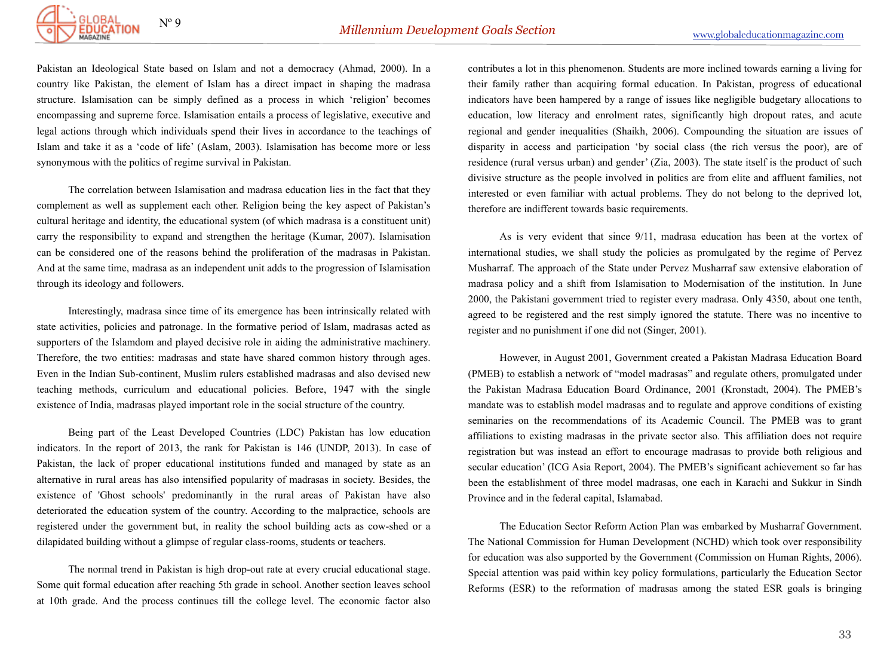Pakistan an Ideological State based on Islam and not a democracy (Ahmad, 2000). In a country like Pakistan, the element of Islam has a direct impact in shaping the madrasa structure. Islamisation can be simply defined as a process in which 'religion' becomes encompassing and supreme force. Islamisation entails a process of legislative, executive and legal actions through which individuals spend their lives in accordance to the teachings of Islam and take it as a 'code of life' (Aslam, 2003). Islamisation has become more or less synonymous with the politics of regime survival in Pakistan.

The correlation between Islamisation and madrasa education lies in the fact that they complement as well as supplement each other. Religion being the key aspect of Pakistan's cultural heritage and identity, the educational system (of which madrasa is a constituent unit) carry the responsibility to expand and strengthen the heritage (Kumar, 2007). Islamisation can be considered one of the reasons behind the proliferation of the madrasas in Pakistan. And at the same time, madrasa as an independent unit adds to the progression of Islamisation through its ideology and followers.

Interestingly, madrasa since time of its emergence has been intrinsically related with state activities, policies and patronage. In the formative period of Islam, madrasas acted as supporters of the Islamdom and played decisive role in aiding the administrative machinery. Therefore, the two entities: madrasas and state have shared common history through ages. Even in the Indian Sub-continent, Muslim rulers established madrasas and also devised new teaching methods, curriculum and educational policies. Before, 1947 with the single existence of India, madrasas played important role in the social structure of the country.

Being part of the Least Developed Countries (LDC) Pakistan has low education indicators. In the report of 2013, the rank for Pakistan is 146 (UNDP, 2013). In case of Pakistan, the lack of proper educational institutions funded and managed by state as an alternative in rural areas has also intensified popularity of madrasas in society. Besides, the existence of 'Ghost schools' predominantly in the rural areas of Pakistan have also deteriorated the education system of the country. According to the malpractice, schools are registered under the government but, in reality the school building acts as cow-shed or a dilapidated building without a glimpse of regular class-rooms, students or teachers.

The normal trend in Pakistan is high drop-out rate at every crucial educational stage. Some quit formal education after reaching 5th grade in school. Another section leaves school at 10th grade. And the process continues till the college level. The economic factor also contributes a lot in this phenomenon. Students are more inclined towards earning a living for their family rather than acquiring formal education. In Pakistan, progress of educational indicators have been hampered by a range of issues like negligible budgetary allocations to education, low literacy and enrolment rates, significantly high dropout rates, and acute regional and gender inequalities (Shaikh, 2006). Compounding the situation are issues of disparity in access and participation 'by social class (the rich versus the poor), are of residence (rural versus urban) and gender' (Zia, 2003). The state itself is the product of such divisive structure as the people involved in politics are from elite and affluent families, not interested or even familiar with actual problems. They do not belong to the deprived lot, therefore are indifferent towards basic requirements.

As is very evident that since 9/11, madrasa education has been at the vortex of international studies, we shall study the policies as promulgated by the regime of Pervez Musharraf. The approach of the State under Pervez Musharraf saw extensive elaboration of madrasa policy and a shift from Islamisation to Modernisation of the institution. In June 2000, the Pakistani government tried to register every madrasa. Only 4350, about one tenth, agreed to be registered and the rest simply ignored the statute. There was no incentive to register and no punishment if one did not (Singer, 2001).

However, in August 2001, Government created a Pakistan Madrasa Education Board (PMEB) to establish a network of "model madrasas" and regulate others, promulgated under the Pakistan Madrasa Education Board Ordinance, 2001 (Kronstadt, 2004). The PMEB's mandate was to establish model madrasas and to regulate and approve conditions of existing seminaries on the recommendations of its Academic Council. The PMEB was to grant affiliations to existing madrasas in the private sector also. This affiliation does not require registration but was instead an effort to encourage madrasas to provide both religious and secular education' (ICG Asia Report, 2004). The PMEB's significant achievement so far has been the establishment of three model madrasas, one each in Karachi and Sukkur in Sindh Province and in the federal capital, Islamabad.

The Education Sector Reform Action Plan was embarked by Musharraf Government. The National Commission for Human Development (NCHD) which took over responsibility for education was also supported by the Government (Commission on Human Rights, 2006). Special attention was paid within key policy formulations, particularly the Education Sector Reforms (ESR) to the reformation of madrasas among the stated ESR goals is bringing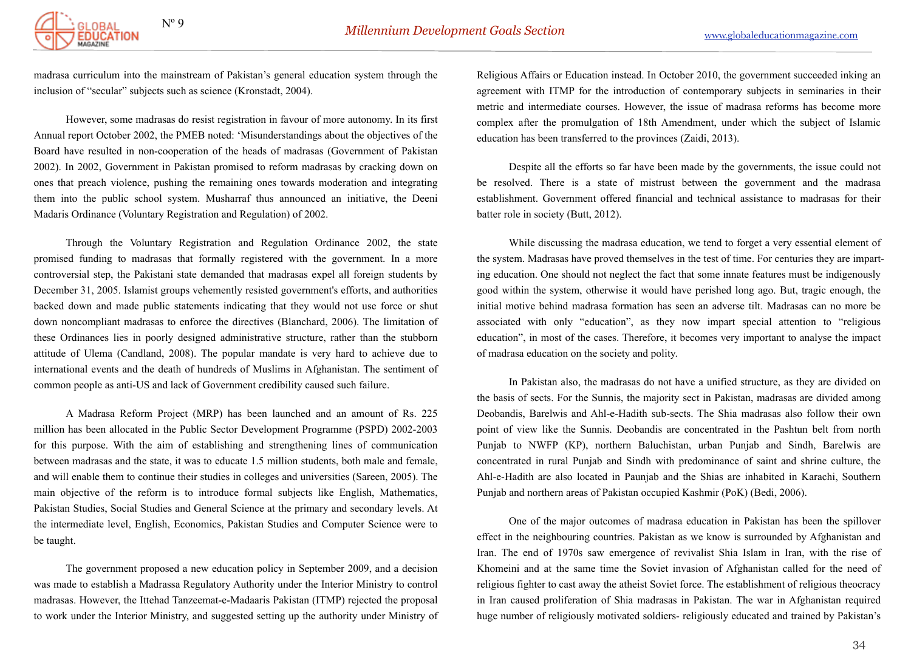madrasa curriculum into the mainstream of Pakistan's general education system through the inclusion of "secular" subjects such as science (Kronstadt, 2004).

However, some madrasas do resist registration in favour of more autonomy. In its first Annual report October 2002, the PMEB noted: 'Misunderstandings about the objectives of the Board have resulted in non-cooperation of the heads of madrasas (Government of Pakistan 2002). In 2002, Government in Pakistan promised to reform madrasas by cracking down on ones that preach violence, pushing the remaining ones towards moderation and integrating them into the public school system. Musharraf thus announced an initiative, the Deeni Madaris Ordinance (Voluntary Registration and Regulation) of 2002.

Through the Voluntary Registration and Regulation Ordinance 2002, the state promised funding to madrasas that formally registered with the government. In a more controversial step, the Pakistani state demanded that madrasas expel all foreign students by December 31, 2005. Islamist groups vehemently resisted government's efforts, and authorities backed down and made public statements indicating that they would not use force or shut down noncompliant madrasas to enforce the directives (Blanchard, 2006). The limitation of these Ordinances lies in poorly designed administrative structure, rather than the stubborn attitude of Ulema (Candland, 2008). The popular mandate is very hard to achieve due to international events and the death of hundreds of Muslims in Afghanistan. The sentiment of common people as anti-US and lack of Government credibility caused such failure.

A Madrasa Reform Project (MRP) has been launched and an amount of Rs. 225 million has been allocated in the Public Sector Development Programme (PSPD) 2002-2003 for this purpose. With the aim of establishing and strengthening lines of communication between madrasas and the state, it was to educate 1.5 million students, both male and female, and will enable them to continue their studies in colleges and universities (Sareen, 2005). The main objective of the reform is to introduce formal subjects like English, Mathematics, Pakistan Studies, Social Studies and General Science at the primary and secondary levels. At the intermediate level, English, Economics, Pakistan Studies and Computer Science were to be taught.

The government proposed a new education policy in September 2009, and a decision was made to establish a Madrassa Regulatory Authority under the Interior Ministry to control madrasas. However, the Ittehad Tanzeemat-e-Madaaris Pakistan (ITMP) rejected the proposal to work under the Interior Ministry, and suggested setting up the authority under Ministry of Religious Affairs or Education instead. In October 2010, the government succeeded inking an agreement with ITMP for the introduction of contemporary subjects in seminaries in their metric and intermediate courses. However, the issue of madrasa reforms has become more complex after the promulgation of 18th Amendment, under which the subject of Islamic education has been transferred to the provinces (Zaidi, 2013).

Despite all the efforts so far have been made by the governments, the issue could not be resolved. There is a state of mistrust between the government and the madrasa establishment. Government offered financial and technical assistance to madrasas for their batter role in society (Butt, 2012).

While discussing the madrasa education, we tend to forget a very essential element of the system. Madrasas have proved themselves in the test of time. For centuries they are imparting education. One should not neglect the fact that some innate features must be indigenously good within the system, otherwise it would have perished long ago. But, tragic enough, the initial motive behind madrasa formation has seen an adverse tilt. Madrasas can no more be associated with only "education", as they now impart special attention to "religious education", in most of the cases. Therefore, it becomes very important to analyse the impact of madrasa education on the society and polity.

In Pakistan also, the madrasas do not have a unified structure, as they are divided on the basis of sects. For the Sunnis, the majority sect in Pakistan, madrasas are divided among Deobandis, Barelwis and Ahl-e-Hadith sub-sects. The Shia madrasas also follow their own point of view like the Sunnis. Deobandis are concentrated in the Pashtun belt from north Punjab to NWFP (KP), northern Baluchistan, urban Punjab and Sindh, Barelwis are concentrated in rural Punjab and Sindh with predominance of saint and shrine culture, the Ahl-e-Hadith are also located in Paunjab and the Shias are inhabited in Karachi, Southern Punjab and northern areas of Pakistan occupied Kashmir (PoK) (Bedi, 2006).

One of the major outcomes of madrasa education in Pakistan has been the spillover effect in the neighbouring countries. Pakistan as we know is surrounded by Afghanistan and Iran. The end of 1970s saw emergence of revivalist Shia Islam in Iran, with the rise of Khomeini and at the same time the Soviet invasion of Afghanistan called for the need of religious fighter to cast away the atheist Soviet force. The establishment of religious theocracy in Iran caused proliferation of Shia madrasas in Pakistan. The war in Afghanistan required huge number of religiously motivated soldiers- religiously educated and trained by Pakistan's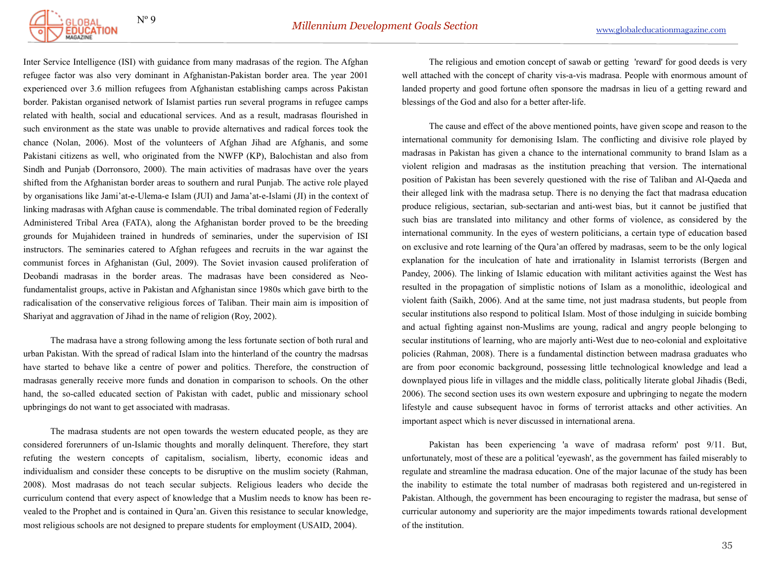Inter Service Intelligence (ISI) with guidance from many madrasas of the region. The Afghan refugee factor was also very dominant in Afghanistan-Pakistan border area. The year 2001 experienced over 3.6 million refugees from Afghanistan establishing camps across Pakistan border. Pakistan organised network of Islamist parties run several programs in refugee camps related with health, social and educational services. And as a result, madrasas flourished in such environment as the state was unable to provide alternatives and radical forces took the chance (Nolan, 2006). Most of the volunteers of Afghan Jihad are Afghanis, and some Pakistani citizens as well, who originated from the NWFP (KP), Balochistan and also from Sindh and Punjab (Dorronsoro, 2000). The main activities of madrasas have over the years shifted from the Afghanistan border areas to southern and rural Punjab. The active role played by organisations like Jami'at-e-Ulema-e Islam (JUI) and Jama'at-e-Islami (JI) in the context of linking madrasas with Afghan cause is commendable. The tribal dominated region of Federally Administered Tribal Area (FATA), along the Afghanistan border proved to be the breeding grounds for Mujahideen trained in hundreds of seminaries, under the supervision of ISI instructors. The seminaries catered to Afghan refugees and recruits in the war against the communist forces in Afghanistan (Gul, 2009). The Soviet invasion caused proliferation of Deobandi madrasas in the border areas. The madrasas have been considered as Neo-fundamentalist groups, active in Pakistan and Afghanistan since 1980s which gave birth to the radicalisation of the conservative religious forces of Taliban. Their main aim is imposition of Shariyat and aggravation of Jihad in the name of religion (Roy, 2002).

The madrasa have a strong following among the less fortunate section of both rural and urban Pakistan. With the spread of radical Islam into the hinterland of the country the madrsas have started to behave like a centre of power and politics. Therefore, the construction of madrasas generally receive more funds and donation in comparison to schools. On the other hand, the so-called educated section of Pakistan with cadet, public and missionary school upbringings do not want to get associated with madrasas.

The madrasa students are not open towards the western educated people, as they are considered forerunners of un-Islamic thoughts and morally delinquent. Therefore, they start refuting the western concepts of capitalism, socialism, liberty, economic ideas and individualism and consider these concepts to be disruptive on the muslim society (Rahman, 2008). Most madrasas do not teach secular subjects. Religious leaders who decide the curriculum contend that every aspect of knowledge that a Muslim needs to know has been re-vealed to the Prophet and is contained in Qura'an. Given this resistance to secular knowledge, most religious schools are not designed to prepare students for employment (USAID, 2004).

The religious and emotion concept of sawab or getting 'reward' for good deeds is very well attached with the concept of charity vis-a-vis madrasa. People with enormous amount of landed property and good fortune often sponsore the madrsas in lieu of a getting reward and blessings of the God and also for a better after-life.

The cause and effect of the above mentioned points, have given scope and reason to the international community for demonising Islam. The conflicting and divisive role played by madrasas in Pakistan has given a chance to the international community to brand Islam as a violent religion and madrasas as the institution preaching that version. The international position of Pakistan has been severely questioned with the rise of Taliban and Al-Qaeda and their alleged link with the madrasa setup. There is no denying the fact that madrasa education produce religious, sectarian, sub-sectarian and anti-west bias, but it cannot be justified that such bias are translated into militancy and other forms of violence, as considered by the international community. In the eyes of western politicians, a certain type of education based on exclusive and rote learning of the Qura'an offered by madrasas, seem to be the only logical explanation for the inculcation of hate and irrationality in Islamist terrorists (Bergen and Pandey, 2006). The linking of Islamic education with militant activities against the West has resulted in the propagation of simplistic notions of Islam as a monolithic, ideological and violent faith (Saikh, 2006). And at the same time, not just madrasa students, but people from secular institutions also respond to political Islam. Most of those indulging in suicide bombing and actual fighting against non-Muslims are young, radical and angry people belonging to secular institutions of learning, who are majorly anti-West due to neo-colonial and exploitative policies (Rahman, 2008). There is a fundamental distinction between madrasa graduates who are from poor economic background, possessing little technological knowledge and lead a downplayed pious life in villages and the middle class, politically literate global Jihadis (Bedi, 2006). The second section uses its own western exposure and upbringing to negate the modern lifestyle and cause subsequent havoc in forms of terrorist attacks and other activities. An important aspect which is never discussed in international arena.

Pakistan has been experiencing 'a wave of madrasa reform' post 9/11. But, unfortunately, most of these are a political 'eyewash', as the government has failed miserably to regulate and streamline the madrasa education. One of the major lacunae of the study has been the inability to estimate the total number of madrasas both registered and un-registered in Pakistan. Although, the government has been encouraging to register the madrasa, but sense of curricular autonomy and superiority are the major impediments towards rational development of the institution.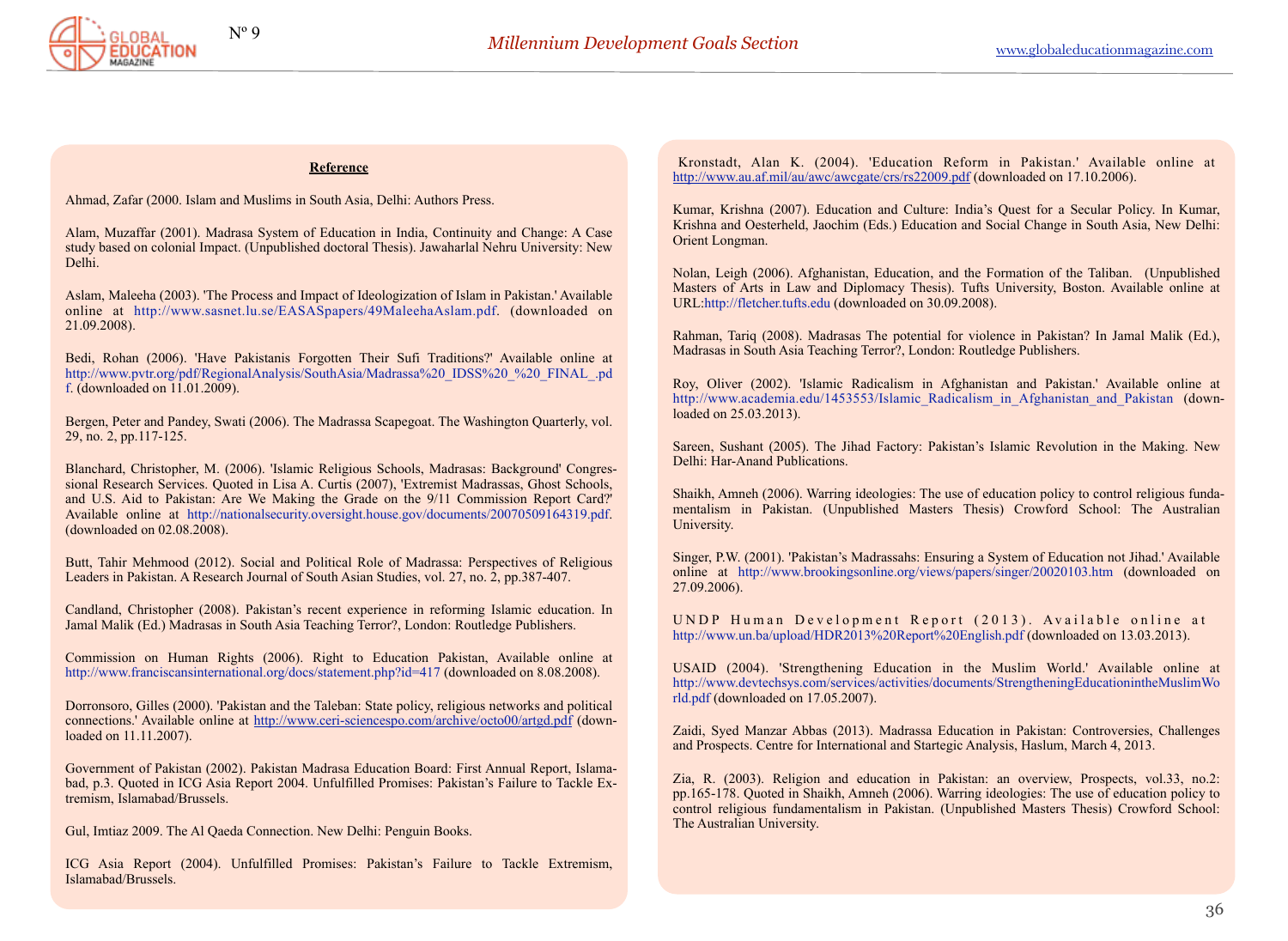## **Reference**

Ahmad, Zafar (2000. Islam and Muslims in South Asia, Delhi: Authors Press.

Alam, Muzaffar (2001). Madrasa System of Education in India, Continuity and Change: A Case study based on colonial Impact. (Unpublished doctoral Thesis). Jawaharlal Nehru University: New Delhi.

Aslam, Maleeha (2003). 'The Process and Impact of Ideologization of Islam in Pakistan.' Available online at http://www.sasnet.lu.se/EASASpapers/49MaleehaAslam.pdf. (downloaded on 21.09.2008).

Bedi, Rohan (2006). 'Have Pakistanis Forgotten Their Sufi Traditions?' Available online at http://www.pvtr.org/pdf/RegionalAnalysis/SouthAsia/Madrassa%20_IDSS%20_%20_FINAL_.pdf. (downloaded on 11.01.2009).

Bergen, Peter and Pandey, Swati (2006). The Madrassa Scapegoat. The Washington Quarterly, vol. 29, no. 2, pp.117-125.

Blanchard, Christopher, M. (2006). 'Islamic Religious Schools, Madrasas: Background' Congressional Research Services. Quoted in Lisa A. Curtis (2007), 'Extremist Madrassas, Ghost Schools, and U.S. Aid to Pakistan: Are We Making the Grade on the 9/11 Commission Report Card?' Available online at http://nationalsecurity.oversight.house.gov/documents/20070509164319.pdf. (downloaded on 02.08.2008).

Butt, Tahir Mehmood (2012). Social and Political Role of Madrassa: Perspectives of Religious Leaders in Pakistan. A Research Journal of South Asian Studies, vol. 27, no. 2, pp.387-407.

Candland, Christopher (2008). Pakistan's recent experience in reforming Islamic education. In Jamal Malik (Ed.) Madrasas in South Asia Teaching Terror?, London: Routledge Publishers.

Commission on Human Rights (2006). Right to Education Pakistan, Available online at http://www.franciscansinternational.org/docs/statement.php?id=417 (downloaded on 8.08.2008).

Dorronsoro, Gilles (2000). 'Pakistan and the Taleban: State policy, religious networks and political connections.' Available online at http://www.ceri-sciencespo.com/archive/octo00/artgd.pdf (downloaded on 11.11.2007).

Government of Pakistan (2002). Pakistan Madrasa Education Board: First Annual Report, Islamabad, p.3. Quoted in ICG Asia Report 2004. Unfulfilled Promises: Pakistan's Failure to Tackle Extremism, Islamabad/Brussels.

Gul, Imtiaz 2009. The Al Qaeda Connection. New Delhi: Penguin Books.

ICG Asia Report (2004). Unfulfilled Promises: Pakistan's Failure to Tackle Extremism, Islamabad/Brussels.

Kronstadt, Alan K. (2004). 'Education Reform in Pakistan.' Available online at http://www.au.af.mil/au/awc/awcgate/crs/rs22009.pdf (downloaded on 17.10.2006).

Kumar, Krishna (2007). Education and Culture: India's Quest for a Secular Policy. In Kumar, Krishna and Oesterheld, Jaochim (Eds.) Education and Social Change in South Asia, New Delhi: Orient Longman.

Nolan, Leigh (2006). Afghanistan, Education, and the Formation of the Taliban. (Unpublished Masters of Arts in Law and Diplomacy Thesis). Tufts University, Boston. Available online at URL:http://fletcher.tufts.edu (downloaded on 30.09.2008).

Rahman, Tariq (2008). Madrasas The potential for violence in Pakistan? In Jamal Malik (Ed.), Madrasas in South Asia Teaching Terror?, London: Routledge Publishers.

Roy, Oliver (2002). 'Islamic Radicalism in Afghanistan and Pakistan.' Available online at http://www.academia.edu/1453553/Islamic_Radicalism_in_Afghanistan_and_Pakistan (downloaded on 25.03.2013).

Sareen, Sushant (2005). The Jihad Factory: Pakistan's Islamic Revolution in the Making. New Delhi: Har-Anand Publications.

Shaikh, Amneh (2006). Warring ideologies: The use of education policy to control religious fundamentalism in Pakistan. (Unpublished Masters Thesis) Crowford School: The Australian University.

Singer, P.W. (2001). 'Pakistan's Madrassahs: Ensuring a System of Education not Jihad.' Available online at http://www.brookingsonline.org/views/papers/singer/20020103.htm (downloaded on 27.09.2006).

UNDP Human Development Report (2013). Available online at http://www.un.ba/upload/HDR2013%20Report%20English.pdf (downloaded on 13.03.2013).

USAID (2004). 'Strengthening Education in the Muslim World.' Available online at http://www.devtechsys.com/services/activities/documents/StrengtheningEducationintheMuslimWorld.pdf (downloaded on 17.05.2007).

Zaidi, Syed Manzar Abbas (2013). Madrassa Education in Pakistan: Controversies, Challenges and Prospects. Centre for International and Startegic Analysis, Haslum, March 4, 2013.

Zia, R. (2003). Religion and education in Pakistan: an overview, Prospects, vol.33, no.2: pp.165-178. Quoted in Shaikh, Amneh (2006). Warring ideologies: The use of education policy to control religious fundamentalism in Pakistan. (Unpublished Masters Thesis) Crowford School: The Australian University.